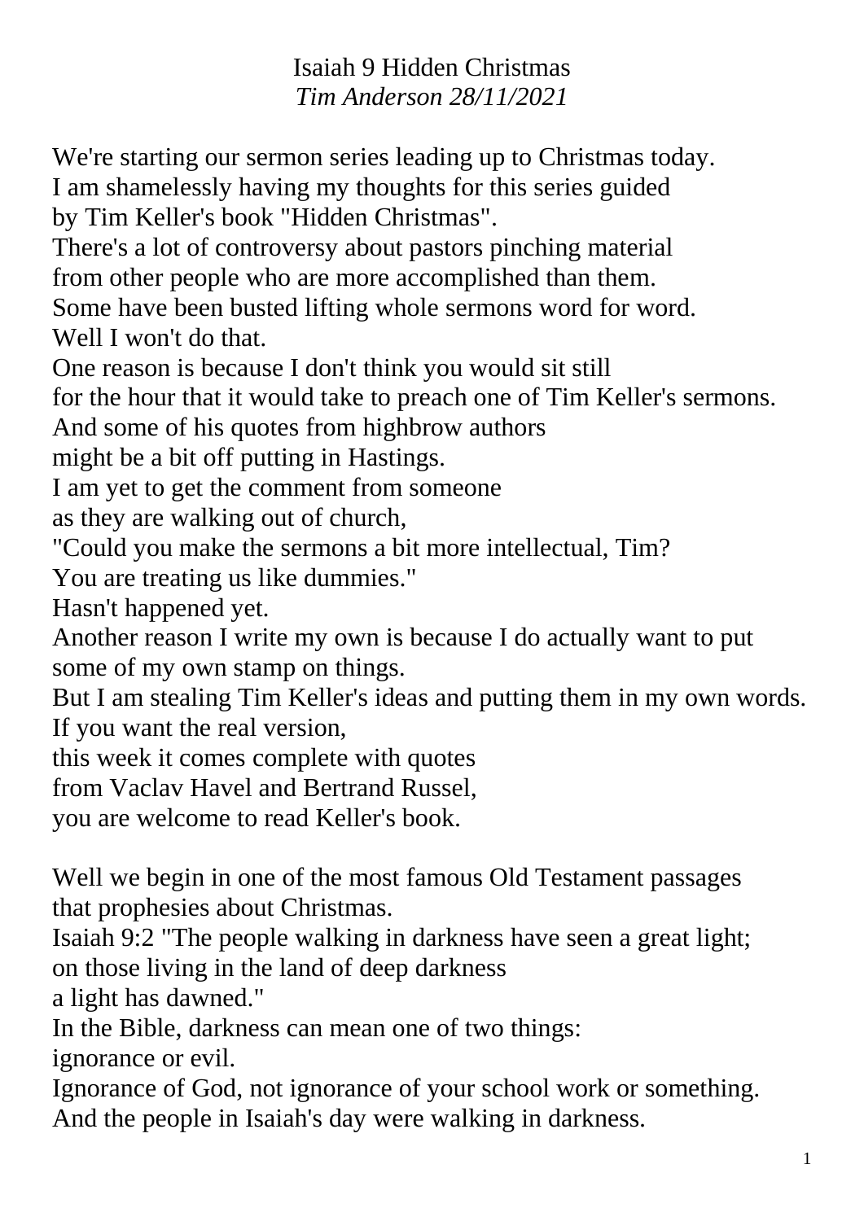# Isaiah 9 Hidden Christmas

*Tim Anderson 28/11/2021*

We're starting our sermon series leading up to Christmas today.
I am shamelessly having my thoughts for this series guided
by Tim Keller's book "Hidden Christmas".
There's a lot of controversy about pastors pinching material
from other people who are more accomplished than them.
Some have been busted lifting whole sermons word for word.
Well I won't do that.
One reason is because I don't think you would sit still
for the hour that it would take to preach one of Tim Keller's sermons.
And some of his quotes from highbrow authors
might be a bit off putting in Hastings.
I am yet to get the comment from someone
as they are walking out of church,
"Could you make the sermons a bit more intellectual, Tim?
You are treating us like dummies."
Hasn't happened yet.
Another reason I write my own is because I do actually want to put
some of my own stamp on things.
But I am stealing Tim Keller's ideas and putting them in my own words.
If you want the real version,
this week it comes complete with quotes
from Vaclav Havel and Bertrand Russel,
you are welcome to read Keller's book.

Well we begin in one of the most famous Old Testament passages
that prophesies about Christmas.
Isaiah 9:2 "The people walking in darkness have seen a great light;
on those living in the land of deep darkness
a light has dawned."
In the Bible, darkness can mean one of two things:
ignorance or evil.
Ignorance of God, not ignorance of your school work or something.
And the people in Isaiah's day were walking in darkness.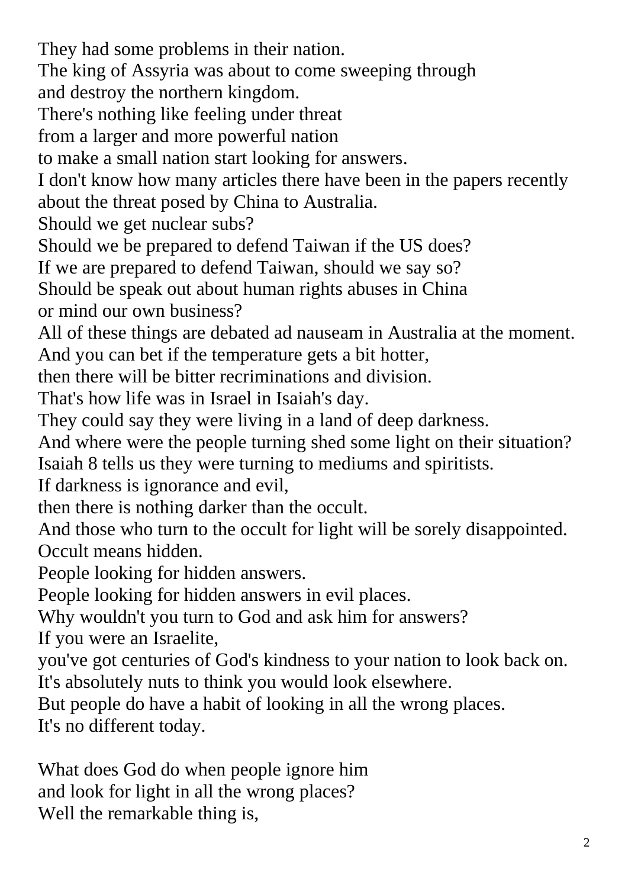They had some problems in their nation.
The king of Assyria was about to come sweeping through
and destroy the northern kingdom.
There's nothing like feeling under threat
from a larger and more powerful nation
to make a small nation start looking for answers.
I don't know how many articles there have been in the papers recently
about the threat posed by China to Australia.
Should we get nuclear subs?
Should we be prepared to defend Taiwan if the US does?
If we are prepared to defend Taiwan, should we say so?
Should be speak out about human rights abuses in China
or mind our own business?
All of these things are debated ad nauseam in Australia at the moment.
And you can bet if the temperature gets a bit hotter,
then there will be bitter recriminations and division.
That's how life was in Israel in Isaiah's day.
They could say they were living in a land of deep darkness.
And where were the people turning shed some light on their situation?
Isaiah 8 tells us they were turning to mediums and spiritists.
If darkness is ignorance and evil,
then there is nothing darker than the occult.
And those who turn to the occult for light will be sorely disappointed.
Occult means hidden.
People looking for hidden answers.
People looking for hidden answers in evil places.
Why wouldn't you turn to God and ask him for answers?
If you were an Israelite,
you've got centuries of God's kindness to your nation to look back on.
It's absolutely nuts to think you would look elsewhere.
But people do have a habit of looking in all the wrong places.
It's no different today.

What does God do when people ignore him
and look for light in all the wrong places?
Well the remarkable thing is,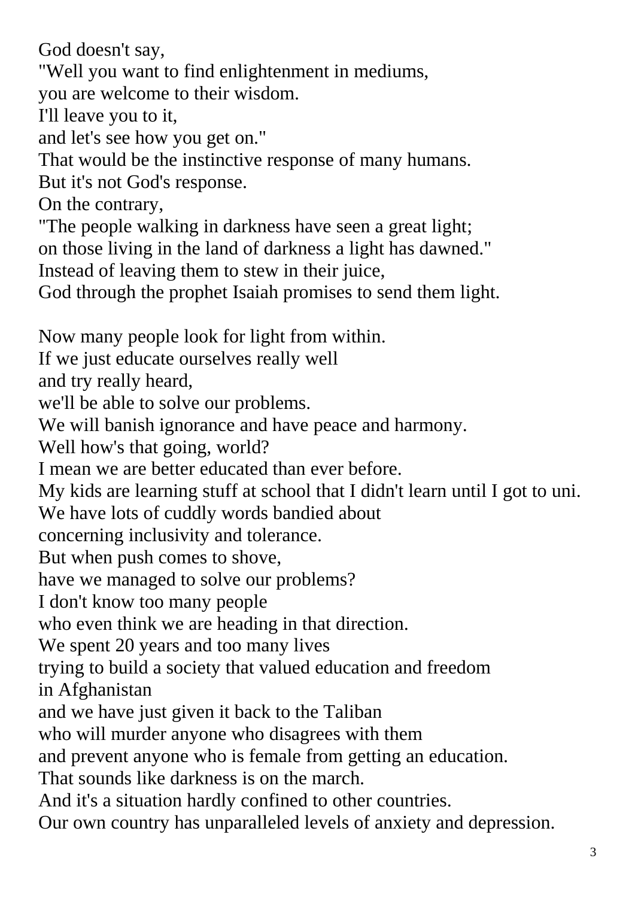God doesn't say,
"Well you want to find enlightenment in mediums,
you are welcome to their wisdom.
I'll leave you to it,
and let's see how you get on."
That would be the instinctive response of many humans.
But it's not God's response.
On the contrary,
"The people walking in darkness have seen a great light;
on those living in the land of darkness a light has dawned."
Instead of leaving them to stew in their juice,
God through the prophet Isaiah promises to send them light.

Now many people look for light from within.
If we just educate ourselves really well
and try really heard,
we'll be able to solve our problems.
We will banish ignorance and have peace and harmony.
Well how's that going, world?
I mean we are better educated than ever before.
My kids are learning stuff at school that I didn't learn until I got to uni.
We have lots of cuddly words bandied about
concerning inclusivity and tolerance.
But when push comes to shove,
have we managed to solve our problems?
I don't know too many people
who even think we are heading in that direction.
We spent 20 years and too many lives
trying to build a society that valued education and freedom
in Afghanistan
and we have just given it back to the Taliban
who will murder anyone who disagrees with them
and prevent anyone who is female from getting an education.
That sounds like darkness is on the march.
And it's a situation hardly confined to other countries.
Our own country has unparalleled levels of anxiety and depression.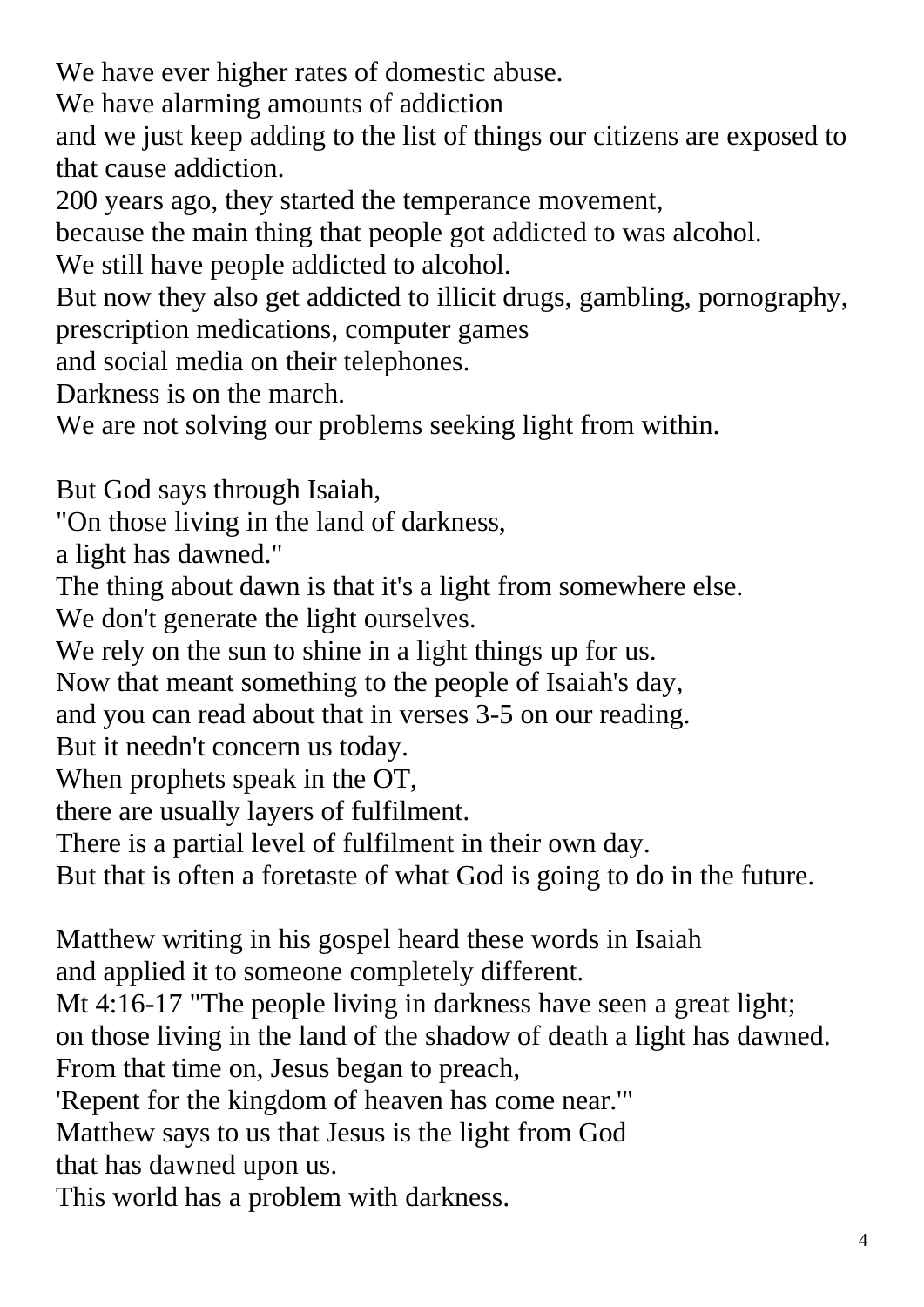We have ever higher rates of domestic abuse.
We have alarming amounts of addiction
and we just keep adding to the list of things our citizens are exposed to that cause addiction.
200 years ago, they started the temperance movement,
because the main thing that people got addicted to was alcohol.
We still have people addicted to alcohol.
But now they also get addicted to illicit drugs, gambling, pornography, prescription medications, computer games
and social media on their telephones.
Darkness is on the march.
We are not solving our problems seeking light from within.

But God says through Isaiah,
"On those living in the land of darkness,
a light has dawned."
The thing about dawn is that it's a light from somewhere else.
We don't generate the light ourselves.
We rely on the sun to shine in a light things up for us.
Now that meant something to the people of Isaiah's day,
and you can read about that in verses 3-5 on our reading.
But it needn't concern us today.
When prophets speak in the OT,
there are usually layers of fulfilment.
There is a partial level of fulfilment in their own day.
But that is often a foretaste of what God is going to do in the future.

Matthew writing in his gospel heard these words in Isaiah
and applied it to someone completely different.
Mt 4:16-17 "The people living in darkness have seen a great light;
on those living in the land of the shadow of death a light has dawned.
From that time on, Jesus began to preach,
'Repent for the kingdom of heaven has come near.'"
Matthew says to us that Jesus is the light from God
that has dawned upon us.
This world has a problem with darkness.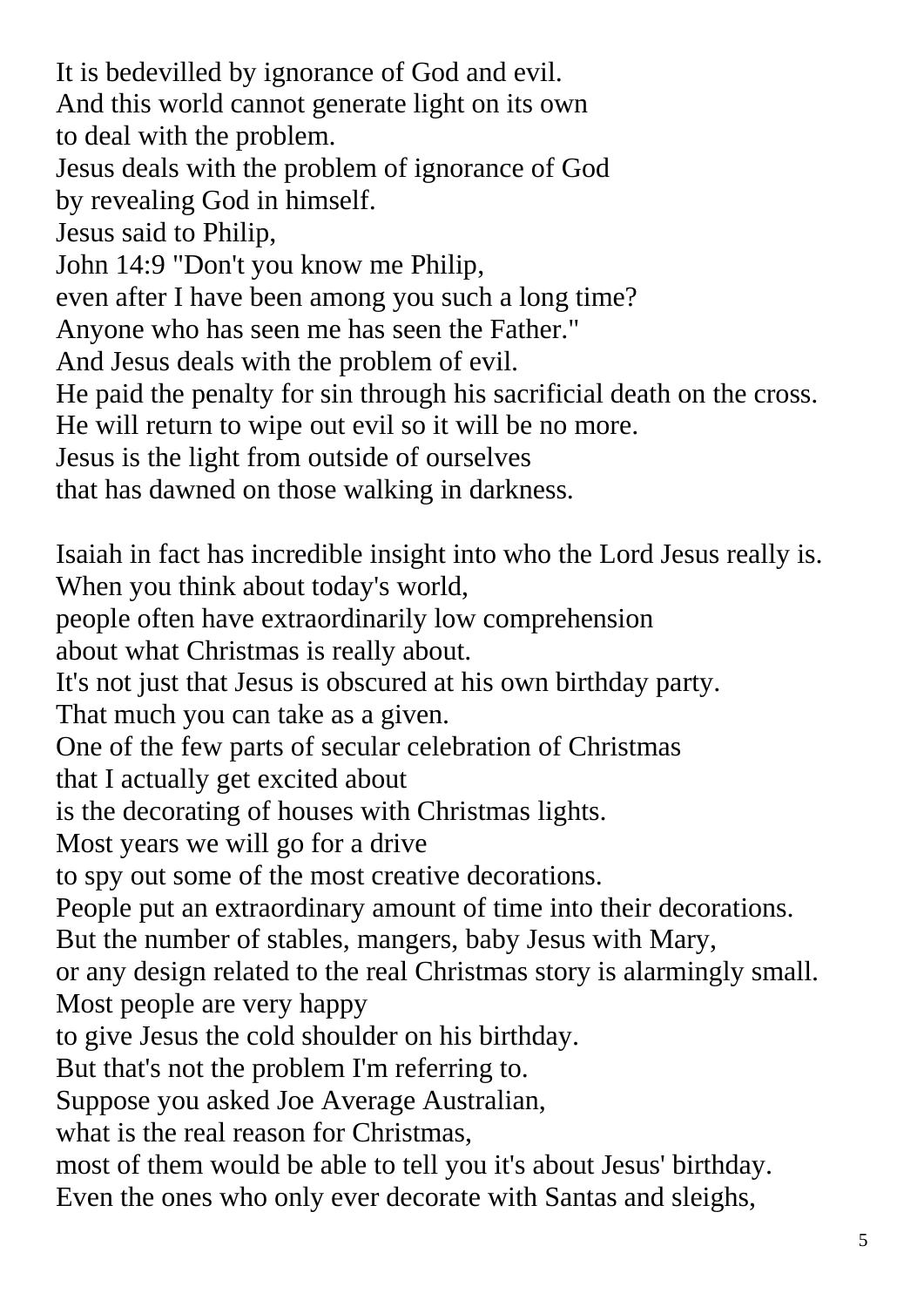It is bedevilled by ignorance of God and evil.
And this world cannot generate light on its own
to deal with the problem.
Jesus deals with the problem of ignorance of God
by revealing God in himself.
Jesus said to Philip,
John 14:9 "Don't you know me Philip,
even after I have been among you such a long time?
Anyone who has seen me has seen the Father."
And Jesus deals with the problem of evil.
He paid the penalty for sin through his sacrificial death on the cross.
He will return to wipe out evil so it will be no more.
Jesus is the light from outside of ourselves
that has dawned on those walking in darkness.

Isaiah in fact has incredible insight into who the Lord Jesus really is.
When you think about today's world,
people often have extraordinarily low comprehension
about what Christmas is really about.
It's not just that Jesus is obscured at his own birthday party.
That much you can take as a given.
One of the few parts of secular celebration of Christmas
that I actually get excited about
is the decorating of houses with Christmas lights.
Most years we will go for a drive
to spy out some of the most creative decorations.
People put an extraordinary amount of time into their decorations.
But the number of stables, mangers, baby Jesus with Mary,
or any design related to the real Christmas story is alarmingly small.
Most people are very happy
to give Jesus the cold shoulder on his birthday.
But that's not the problem I'm referring to.
Suppose you asked Joe Average Australian,
what is the real reason for Christmas,
most of them would be able to tell you it's about Jesus' birthday.
Even the ones who only ever decorate with Santas and sleighs,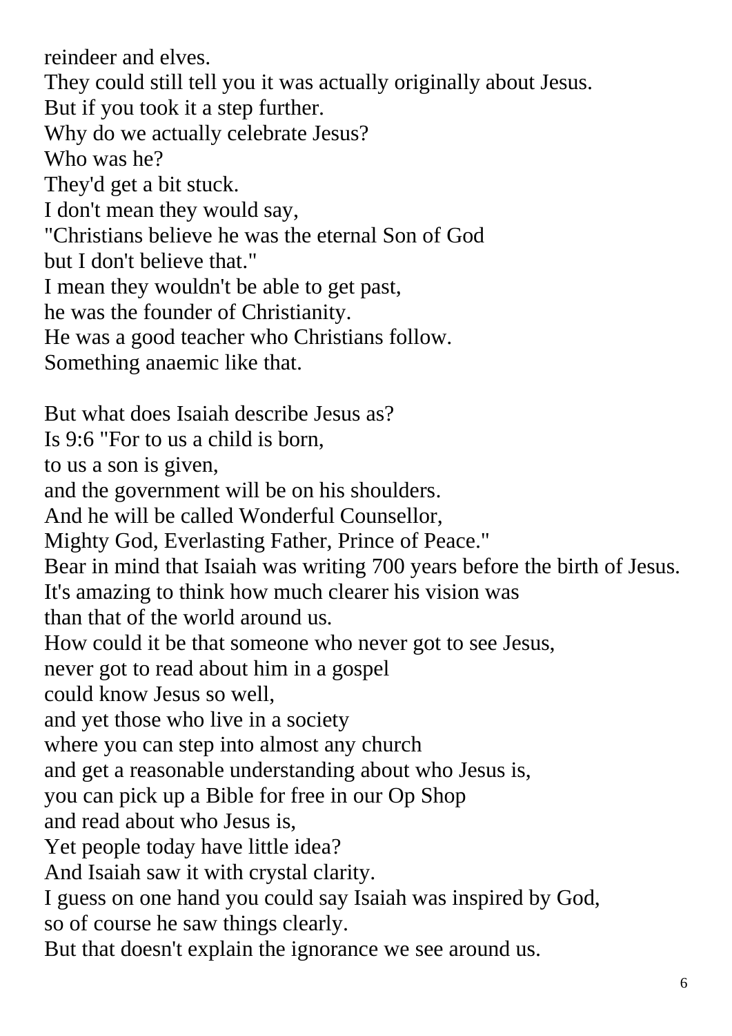reindeer and elves.
They could still tell you it was actually originally about Jesus.
But if you took it a step further.
Why do we actually celebrate Jesus?
Who was he?
They'd get a bit stuck.
I don't mean they would say,
"Christians believe he was the eternal Son of God
but I don't believe that."
I mean they wouldn't be able to get past,
he was the founder of Christianity.
He was a good teacher who Christians follow.
Something anaemic like that.

But what does Isaiah describe Jesus as?
Is 9:6 "For to us a child is born,
to us a son is given,
and the government will be on his shoulders.
And he will be called Wonderful Counsellor,
Mighty God, Everlasting Father, Prince of Peace."
Bear in mind that Isaiah was writing 700 years before the birth of Jesus.
It's amazing to think how much clearer his vision was
than that of the world around us.
How could it be that someone who never got to see Jesus,
never got to read about him in a gospel
could know Jesus so well,
and yet those who live in a society
where you can step into almost any church
and get a reasonable understanding about who Jesus is,
you can pick up a Bible for free in our Op Shop
and read about who Jesus is,
Yet people today have little idea?
And Isaiah saw it with crystal clarity.
I guess on one hand you could say Isaiah was inspired by God,
so of course he saw things clearly.
But that doesn't explain the ignorance we see around us.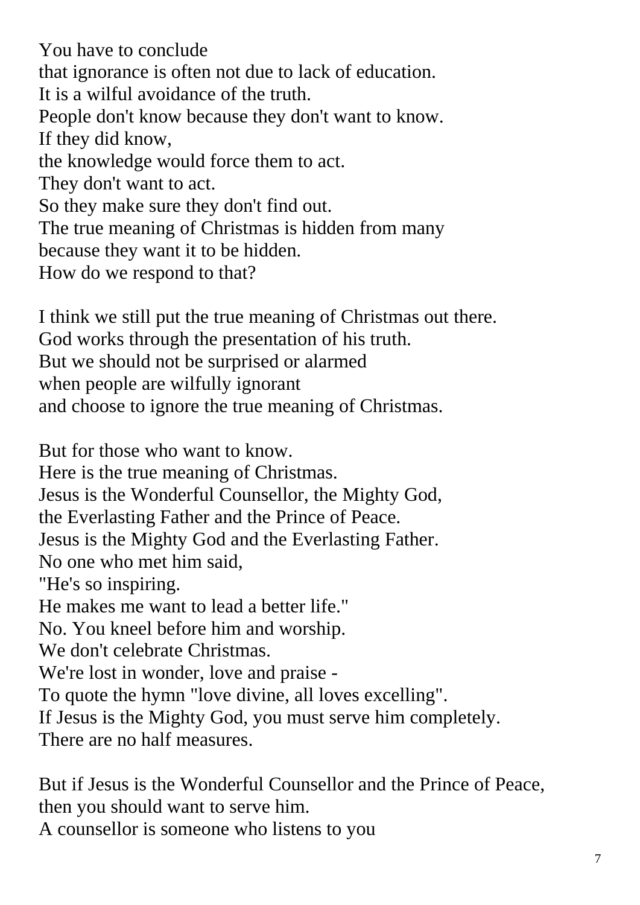You have to conclude  
that ignorance is often not due to lack of education.  
It is a wilful avoidance of the truth.  
People don't know because they don't want to know.  
If they did know,  
the knowledge would force them to act.  
They don't want to act.  
So they make sure they don't find out.  
The true meaning of Christmas is hidden from many  
because they want it to be hidden.  
How do we respond to that?

I think we still put the true meaning of Christmas out there.  
God works through the presentation of his truth.  
But we should not be surprised or alarmed  
when people are wilfully ignorant  
and choose to ignore the true meaning of Christmas.

But for those who want to know.  
Here is the true meaning of Christmas.  
Jesus is the Wonderful Counsellor, the Mighty God,  
the Everlasting Father and the Prince of Peace.  
Jesus is the Mighty God and the Everlasting Father.  
No one who met him said,  
"He's so inspiring.  
He makes me want to lead a better life."  
No. You kneel before him and worship.  
We don't celebrate Christmas.  
We're lost in wonder, love and praise -  
To quote the hymn "love divine, all loves excelling".  
If Jesus is the Mighty God, you must serve him completely.  
There are no half measures.

But if Jesus is the Wonderful Counsellor and the Prince of Peace,  
then you should want to serve him.  
A counsellor is someone who listens to you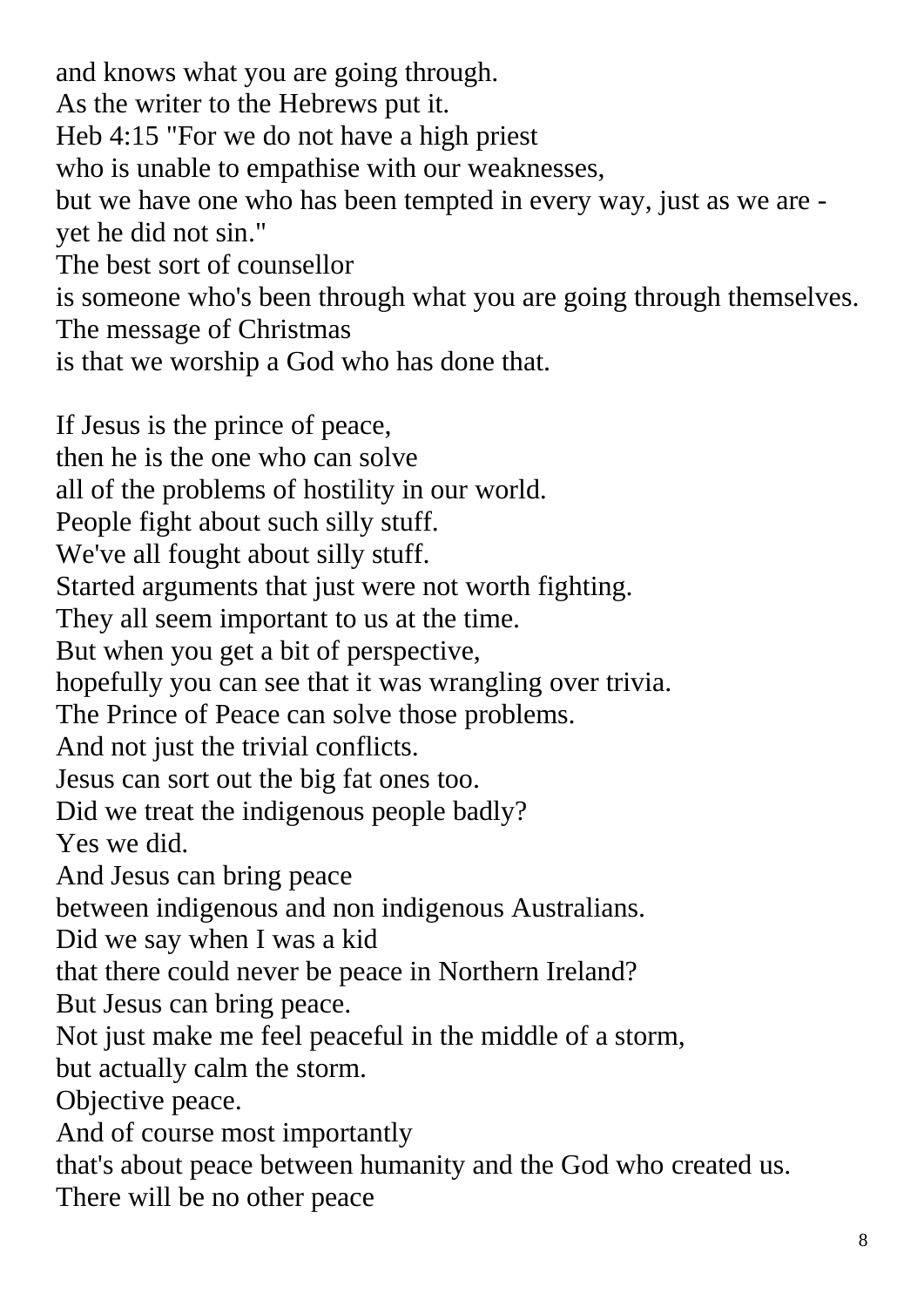and knows what you are going through.
As the writer to the Hebrews put it.
Heb 4:15 "For we do not have a high priest
who is unable to empathise with our weaknesses,
but we have one who has been tempted in every way, just as we are -
yet he did not sin."
The best sort of counsellor
is someone who's been through what you are going through themselves.
The message of Christmas
is that we worship a God who has done that.

If Jesus is the prince of peace,
then he is the one who can solve
all of the problems of hostility in our world.
People fight about such silly stuff.
We've all fought about silly stuff.
Started arguments that just were not worth fighting.
They all seem important to us at the time.
But when you get a bit of perspective,
hopefully you can see that it was wrangling over trivia.
The Prince of Peace can solve those problems.
And not just the trivial conflicts.
Jesus can sort out the big fat ones too.
Did we treat the indigenous people badly?
Yes we did.
And Jesus can bring peace
between indigenous and non indigenous Australians.
Did we say when I was a kid
that there could never be peace in Northern Ireland?
But Jesus can bring peace.
Not just make me feel peaceful in the middle of a storm,
but actually calm the storm.
Objective peace.
And of course most importantly
that's about peace between humanity and the God who created us.
There will be no other peace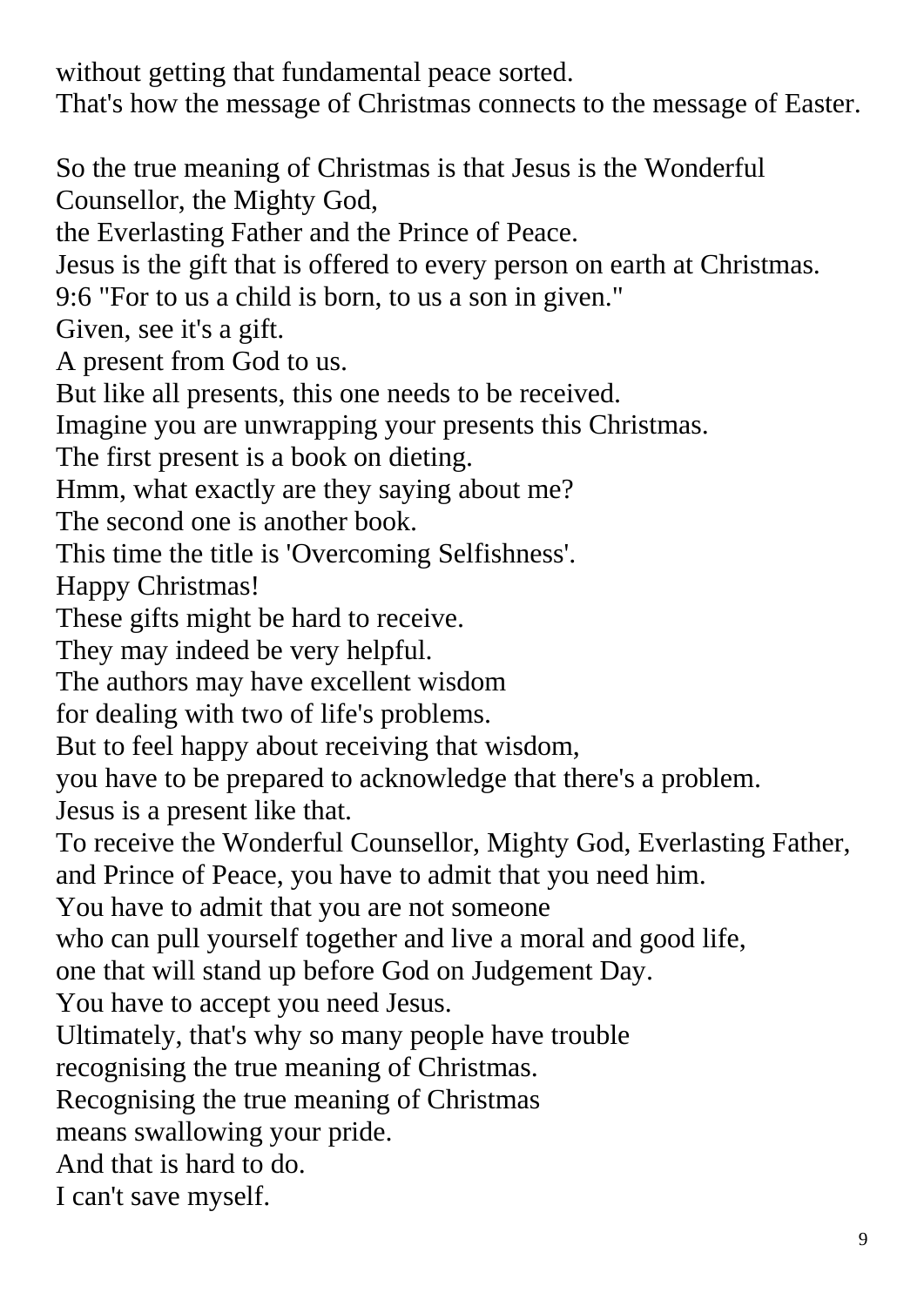without getting that fundamental peace sorted.
That's how the message of Christmas connects to the message of Easter.

So the true meaning of Christmas is that Jesus is the Wonderful Counsellor, the Mighty God,
the Everlasting Father and the Prince of Peace.
Jesus is the gift that is offered to every person on earth at Christmas.
9:6 "For to us a child is born, to us a son in given."
Given, see it's a gift.
A present from God to us.
But like all presents, this one needs to be received.
Imagine you are unwrapping your presents this Christmas.
The first present is a book on dieting.
Hmm, what exactly are they saying about me?
The second one is another book.
This time the title is 'Overcoming Selfishness'.
Happy Christmas!
These gifts might be hard to receive.
They may indeed be very helpful.
The authors may have excellent wisdom
for dealing with two of life's problems.
But to feel happy about receiving that wisdom,
you have to be prepared to acknowledge that there's a problem.
Jesus is a present like that.
To receive the Wonderful Counsellor, Mighty God, Everlasting Father, and Prince of Peace, you have to admit that you need him.
You have to admit that you are not someone
who can pull yourself together and live a moral and good life,
one that will stand up before God on Judgement Day.
You have to accept you need Jesus.
Ultimately, that's why so many people have trouble
recognising the true meaning of Christmas.
Recognising the true meaning of Christmas
means swallowing your pride.
And that is hard to do.
I can't save myself.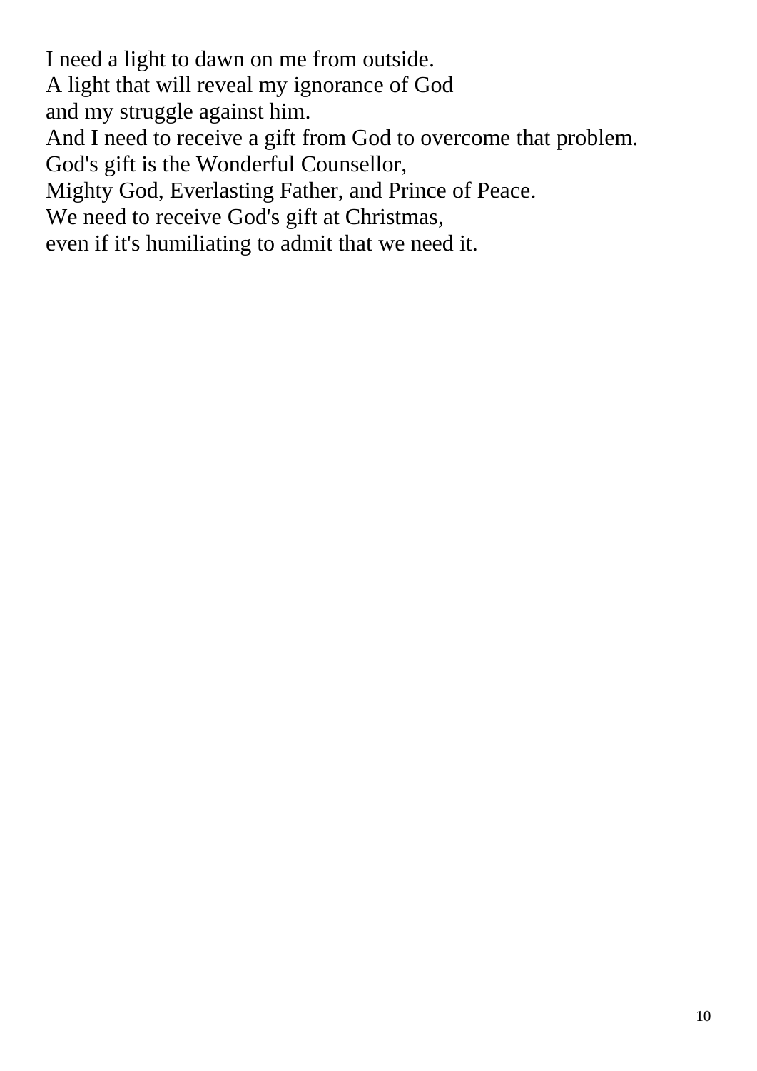I need a light to dawn on me from outside.
A light that will reveal my ignorance of God
and my struggle against him.
And I need to receive a gift from God to overcome that problem.
God's gift is the Wonderful Counsellor,
Mighty God, Everlasting Father, and Prince of Peace.
We need to receive God's gift at Christmas,
even if it's humiliating to admit that we need it.